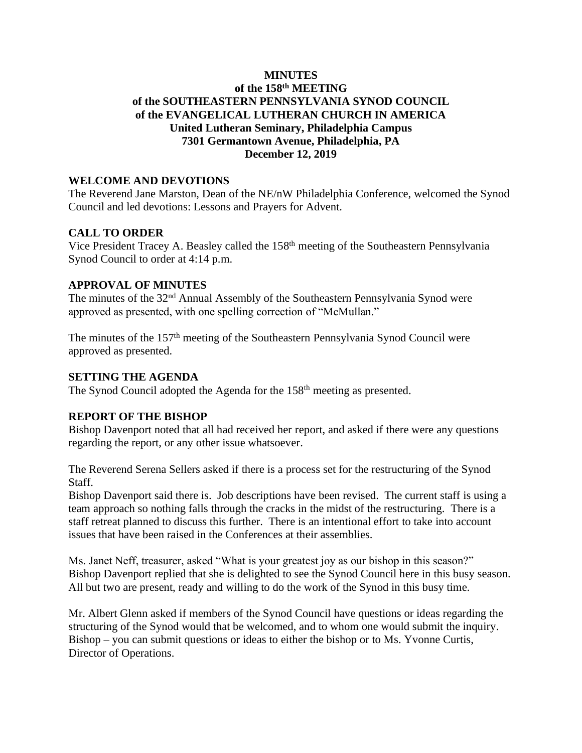**MINUTES**
**of the 158th MEETING**
**of the SOUTHEASTERN PENNSYLVANIA SYNOD COUNCIL**
**of the EVANGELICAL LUTHERAN CHURCH IN AMERICA**
**United Lutheran Seminary, Philadelphia Campus**
**7301 Germantown Avenue, Philadelphia, PA**
**December 12, 2019**

## WELCOME AND DEVOTIONS

The Reverend Jane Marston, Dean of the NE/nW Philadelphia Conference, welcomed the Synod Council and led devotions: Lessons and Prayers for Advent.

## CALL TO ORDER

Vice President Tracey A. Beasley called the 158th meeting of the Southeastern Pennsylvania Synod Council to order at 4:14 p.m.

## APPROVAL OF MINUTES

The minutes of the 32nd Annual Assembly of the Southeastern Pennsylvania Synod were approved as presented, with one spelling correction of "McMullan."

The minutes of the 157th meeting of the Southeastern Pennsylvania Synod Council were approved as presented.

## SETTING THE AGENDA

The Synod Council adopted the Agenda for the 158th meeting as presented.

## REPORT OF THE BISHOP

Bishop Davenport noted that all had received her report, and asked if there were any questions regarding the report, or any other issue whatsoever.

The Reverend Serena Sellers asked if there is a process set for the restructuring of the Synod Staff.
Bishop Davenport said there is. Job descriptions have been revised. The current staff is using a team approach so nothing falls through the cracks in the midst of the restructuring. There is a staff retreat planned to discuss this further. There is an intentional effort to take into account issues that have been raised in the Conferences at their assemblies.

Ms. Janet Neff, treasurer, asked "What is your greatest joy as our bishop in this season?"
Bishop Davenport replied that she is delighted to see the Synod Council here in this busy season. All but two are present, ready and willing to do the work of the Synod in this busy time.

Mr. Albert Glenn asked if members of the Synod Council have questions or ideas regarding the structuring of the Synod would that be welcomed, and to whom one would submit the inquiry.
Bishop – you can submit questions or ideas to either the bishop or to Ms. Yvonne Curtis, Director of Operations.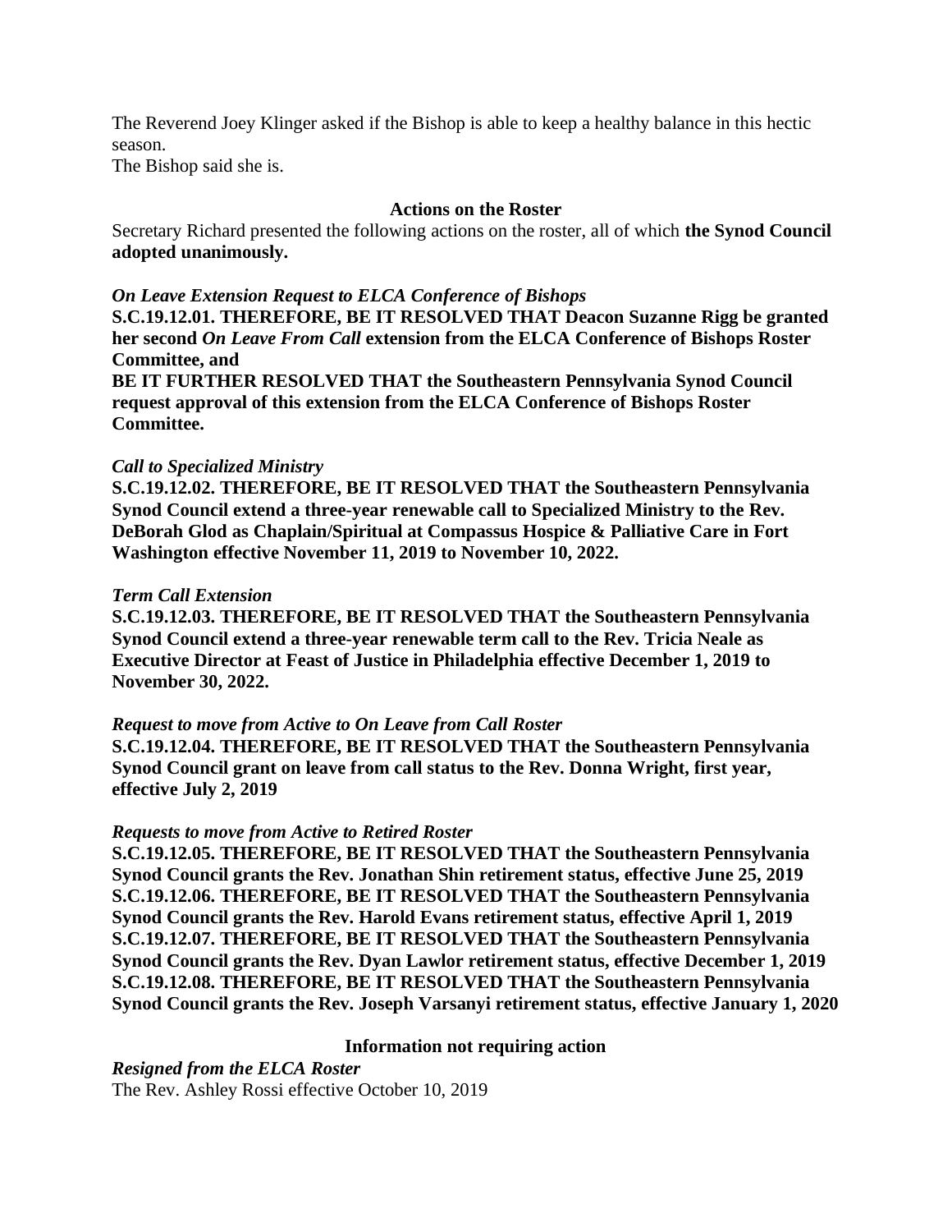The Reverend Joey Klinger asked if the Bishop is able to keep a healthy balance in this hectic season.
The Bishop said she is.

### Actions on the Roster

Secretary Richard presented the following actions on the roster, all of which **the Synod Council adopted unanimously.**

***On Leave Extension Request to ELCA Conference of Bishops***
**S.C.19.12.01. THEREFORE, BE IT RESOLVED THAT Deacon Suzanne Rigg be granted her second *On Leave From Call* extension from the ELCA Conference of Bishops Roster Committee, and**
**BE IT FURTHER RESOLVED THAT the Southeastern Pennsylvania Synod Council request approval of this extension from the ELCA Conference of Bishops Roster Committee.**

***Call to Specialized Ministry***
**S.C.19.12.02. THEREFORE, BE IT RESOLVED THAT the Southeastern Pennsylvania Synod Council extend a three-year renewable call to Specialized Ministry to the Rev. DeBorah Glod as Chaplain/Spiritual at Compassus Hospice & Palliative Care in Fort Washington effective November 11, 2019 to November 10, 2022.**

***Term Call Extension***
**S.C.19.12.03. THEREFORE, BE IT RESOLVED THAT the Southeastern Pennsylvania Synod Council extend a three-year renewable term call to the Rev. Tricia Neale as Executive Director at Feast of Justice in Philadelphia effective December 1, 2019 to November 30, 2022.**

***Request to move from Active to On Leave from Call Roster***
**S.C.19.12.04. THEREFORE, BE IT RESOLVED THAT the Southeastern Pennsylvania Synod Council grant on leave from call status to the Rev. Donna Wright, first year, effective July 2, 2019**

***Requests to move from Active to Retired Roster***
**S.C.19.12.05. THEREFORE, BE IT RESOLVED THAT the Southeastern Pennsylvania Synod Council grants the Rev. Jonathan Shin retirement status, effective June 25, 2019**
**S.C.19.12.06. THEREFORE, BE IT RESOLVED THAT the Southeastern Pennsylvania Synod Council grants the Rev. Harold Evans retirement status, effective April 1, 2019**
**S.C.19.12.07. THEREFORE, BE IT RESOLVED THAT the Southeastern Pennsylvania Synod Council grants the Rev. Dyan Lawlor retirement status, effective December 1, 2019**
**S.C.19.12.08. THEREFORE, BE IT RESOLVED THAT the Southeastern Pennsylvania Synod Council grants the Rev. Joseph Varsanyi retirement status, effective January 1, 2020**

### Information not requiring action

***Resigned from the ELCA Roster***
The Rev. Ashley Rossi effective October 10, 2019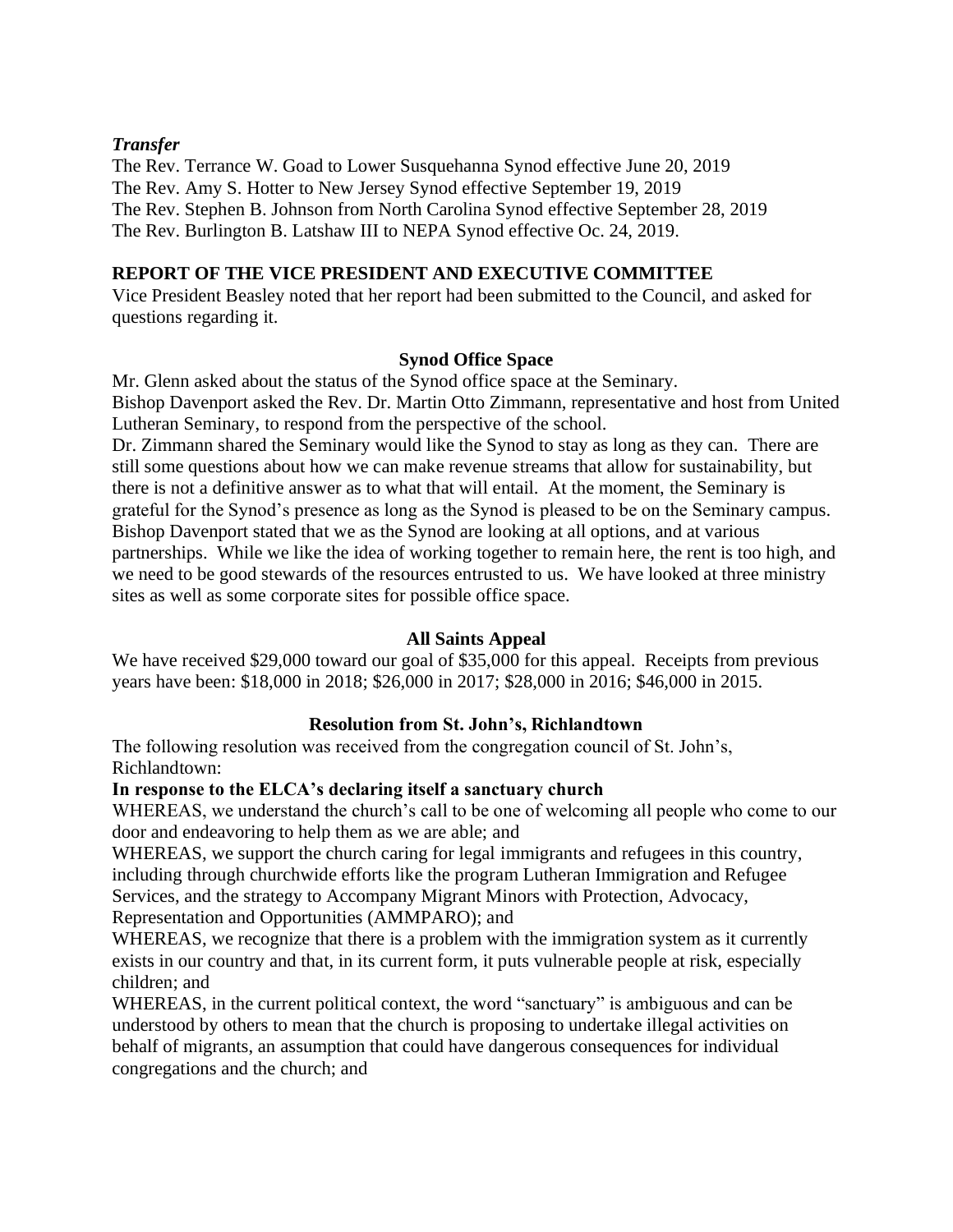***Transfer***

The Rev. Terrance W. Goad to Lower Susquehanna Synod effective June 20, 2019
The Rev. Amy S. Hotter to New Jersey Synod effective September 19, 2019
The Rev. Stephen B. Johnson from North Carolina Synod effective September 28, 2019
The Rev. Burlington B. Latshaw III to NEPA Synod effective Oc. 24, 2019.

## REPORT OF THE VICE PRESIDENT AND EXECUTIVE COMMITTEE

Vice President Beasley noted that her report had been submitted to the Council, and asked for questions regarding it.

### Synod Office Space

Mr. Glenn asked about the status of the Synod office space at the Seminary.
Bishop Davenport asked the Rev. Dr. Martin Otto Zimmann, representative and host from United Lutheran Seminary, to respond from the perspective of the school.
Dr. Zimmann shared the Seminary would like the Synod to stay as long as they can. There are still some questions about how we can make revenue streams that allow for sustainability, but there is not a definitive answer as to what that will entail. At the moment, the Seminary is grateful for the Synod's presence as long as the Synod is pleased to be on the Seminary campus.
Bishop Davenport stated that we as the Synod are looking at all options, and at various partnerships. While we like the idea of working together to remain here, the rent is too high, and we need to be good stewards of the resources entrusted to us. We have looked at three ministry sites as well as some corporate sites for possible office space.

### All Saints Appeal

We have received $29,000 toward our goal of $35,000 for this appeal. Receipts from previous years have been: $18,000 in 2018; $26,000 in 2017; $28,000 in 2016; $46,000 in 2015.

### Resolution from St. John's, Richlandtown

The following resolution was received from the congregation council of St. John's, Richlandtown:

**In response to the ELCA's declaring itself a sanctuary church**

WHEREAS, we understand the church's call to be one of welcoming all people who come to our door and endeavoring to help them as we are able; and

WHEREAS, we support the church caring for legal immigrants and refugees in this country, including through churchwide efforts like the program Lutheran Immigration and Refugee Services, and the strategy to Accompany Migrant Minors with Protection, Advocacy, Representation and Opportunities (AMMPARO); and

WHEREAS, we recognize that there is a problem with the immigration system as it currently exists in our country and that, in its current form, it puts vulnerable people at risk, especially children; and

WHEREAS, in the current political context, the word "sanctuary" is ambiguous and can be understood by others to mean that the church is proposing to undertake illegal activities on behalf of migrants, an assumption that could have dangerous consequences for individual congregations and the church; and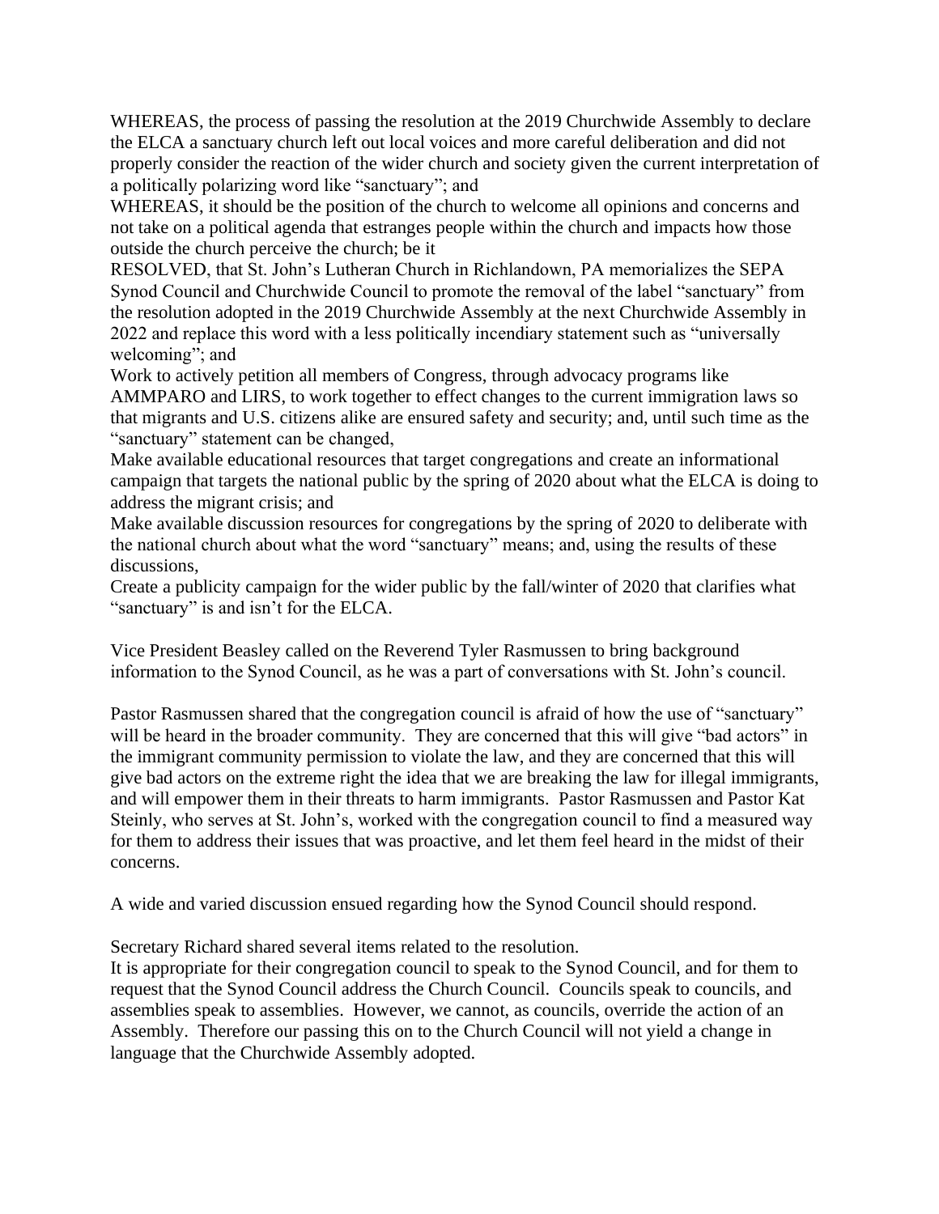WHEREAS, the process of passing the resolution at the 2019 Churchwide Assembly to declare the ELCA a sanctuary church left out local voices and more careful deliberation and did not properly consider the reaction of the wider church and society given the current interpretation of a politically polarizing word like "sanctuary"; and

WHEREAS, it should be the position of the church to welcome all opinions and concerns and not take on a political agenda that estranges people within the church and impacts how those outside the church perceive the church; be it

RESOLVED, that St. John's Lutheran Church in Richlandown, PA memorializes the SEPA Synod Council and Churchwide Council to promote the removal of the label "sanctuary" from the resolution adopted in the 2019 Churchwide Assembly at the next Churchwide Assembly in 2022 and replace this word with a less politically incendiary statement such as "universally welcoming"; and

Work to actively petition all members of Congress, through advocacy programs like AMMPARO and LIRS, to work together to effect changes to the current immigration laws so that migrants and U.S. citizens alike are ensured safety and security; and, until such time as the "sanctuary" statement can be changed,

Make available educational resources that target congregations and create an informational campaign that targets the national public by the spring of 2020 about what the ELCA is doing to address the migrant crisis; and

Make available discussion resources for congregations by the spring of 2020 to deliberate with the national church about what the word "sanctuary" means; and, using the results of these discussions,

Create a publicity campaign for the wider public by the fall/winter of 2020 that clarifies what "sanctuary" is and isn't for the ELCA.

Vice President Beasley called on the Reverend Tyler Rasmussen to bring background information to the Synod Council, as he was a part of conversations with St. John's council.

Pastor Rasmussen shared that the congregation council is afraid of how the use of "sanctuary" will be heard in the broader community. They are concerned that this will give "bad actors" in the immigrant community permission to violate the law, and they are concerned that this will give bad actors on the extreme right the idea that we are breaking the law for illegal immigrants, and will empower them in their threats to harm immigrants. Pastor Rasmussen and Pastor Kat Steinly, who serves at St. John's, worked with the congregation council to find a measured way for them to address their issues that was proactive, and let them feel heard in the midst of their concerns.

A wide and varied discussion ensued regarding how the Synod Council should respond.

Secretary Richard shared several items related to the resolution.

It is appropriate for their congregation council to speak to the Synod Council, and for them to request that the Synod Council address the Church Council. Councils speak to councils, and assemblies speak to assemblies. However, we cannot, as councils, override the action of an Assembly. Therefore our passing this on to the Church Council will not yield a change in language that the Churchwide Assembly adopted.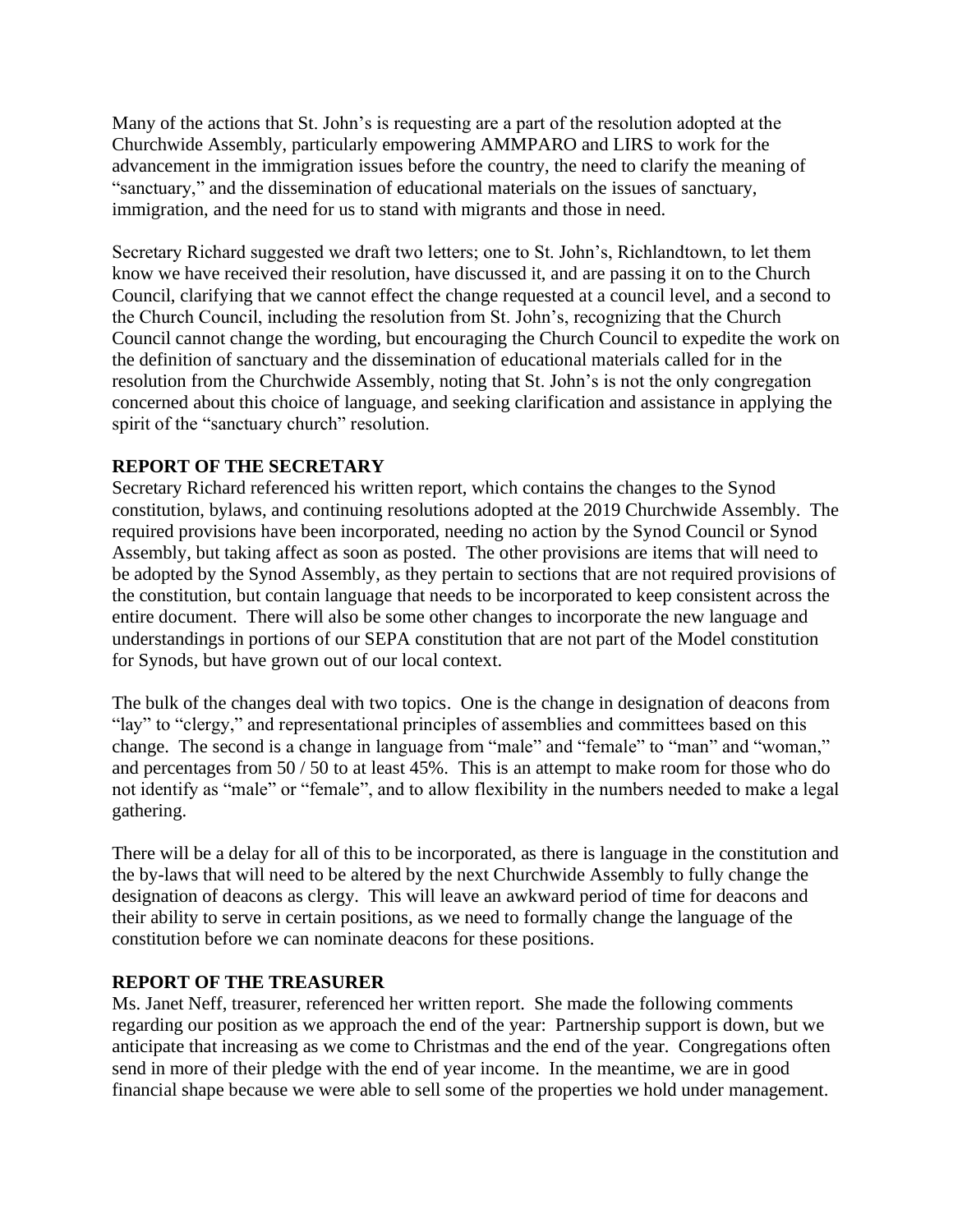Many of the actions that St. John's is requesting are a part of the resolution adopted at the Churchwide Assembly, particularly empowering AMMPARO and LIRS to work for the advancement in the immigration issues before the country, the need to clarify the meaning of "sanctuary," and the dissemination of educational materials on the issues of sanctuary, immigration, and the need for us to stand with migrants and those in need.

Secretary Richard suggested we draft two letters; one to St. John's, Richlandtown, to let them know we have received their resolution, have discussed it, and are passing it on to the Church Council, clarifying that we cannot effect the change requested at a council level, and a second to the Church Council, including the resolution from St. John's, recognizing that the Church Council cannot change the wording, but encouraging the Church Council to expedite the work on the definition of sanctuary and the dissemination of educational materials called for in the resolution from the Churchwide Assembly, noting that St. John's is not the only congregation concerned about this choice of language, and seeking clarification and assistance in applying the spirit of the "sanctuary church" resolution.

## REPORT OF THE SECRETARY

Secretary Richard referenced his written report, which contains the changes to the Synod constitution, bylaws, and continuing resolutions adopted at the 2019 Churchwide Assembly. The required provisions have been incorporated, needing no action by the Synod Council or Synod Assembly, but taking affect as soon as posted. The other provisions are items that will need to be adopted by the Synod Assembly, as they pertain to sections that are not required provisions of the constitution, but contain language that needs to be incorporated to keep consistent across the entire document. There will also be some other changes to incorporate the new language and understandings in portions of our SEPA constitution that are not part of the Model constitution for Synods, but have grown out of our local context.

The bulk of the changes deal with two topics. One is the change in designation of deacons from "lay" to "clergy," and representational principles of assemblies and committees based on this change. The second is a change in language from "male" and "female" to "man" and "woman," and percentages from 50 / 50 to at least 45%. This is an attempt to make room for those who do not identify as "male" or "female", and to allow flexibility in the numbers needed to make a legal gathering.

There will be a delay for all of this to be incorporated, as there is language in the constitution and the by-laws that will need to be altered by the next Churchwide Assembly to fully change the designation of deacons as clergy. This will leave an awkward period of time for deacons and their ability to serve in certain positions, as we need to formally change the language of the constitution before we can nominate deacons for these positions.

## REPORT OF THE TREASURER

Ms. Janet Neff, treasurer, referenced her written report. She made the following comments regarding our position as we approach the end of the year: Partnership support is down, but we anticipate that increasing as we come to Christmas and the end of the year. Congregations often send in more of their pledge with the end of year income. In the meantime, we are in good financial shape because we were able to sell some of the properties we hold under management.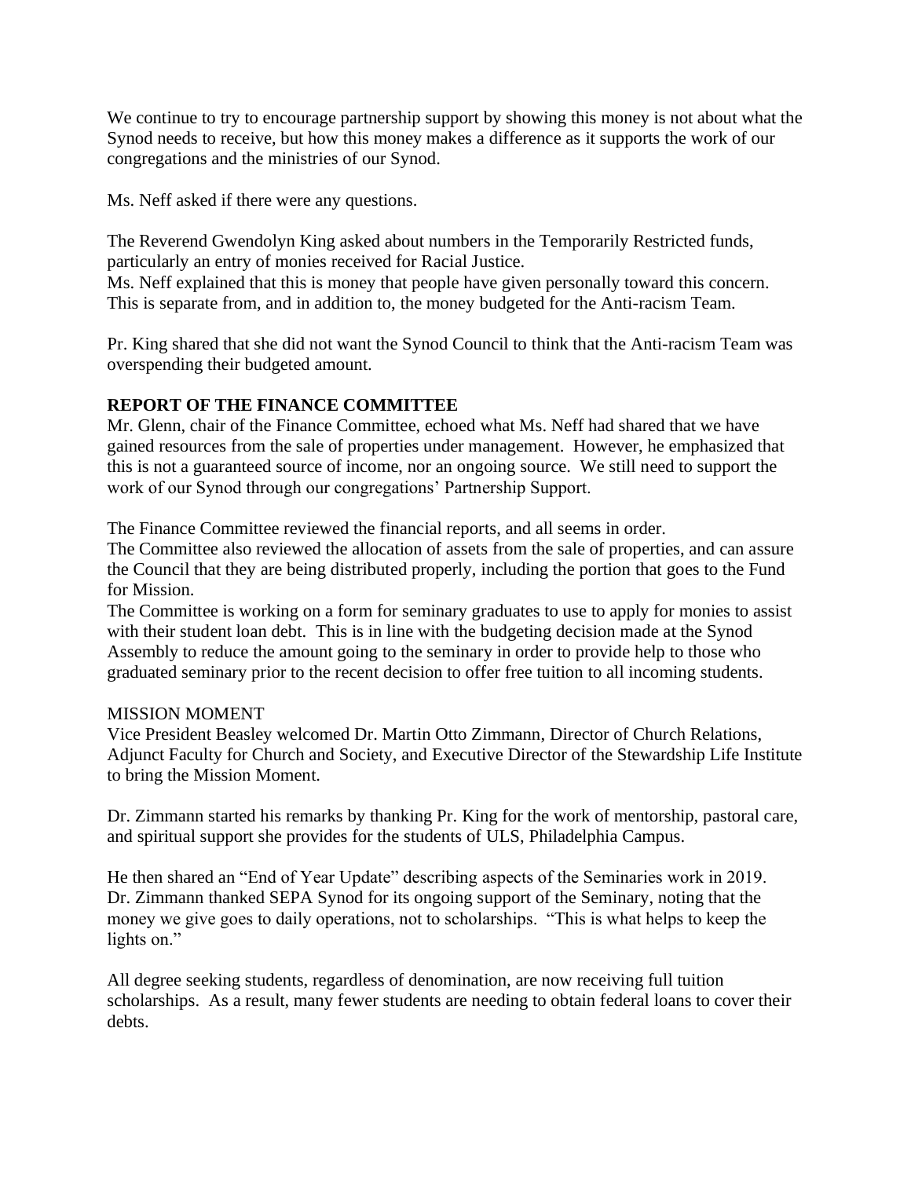We continue to try to encourage partnership support by showing this money is not about what the Synod needs to receive, but how this money makes a difference as it supports the work of our congregations and the ministries of our Synod.

Ms. Neff asked if there were any questions.

The Reverend Gwendolyn King asked about numbers in the Temporarily Restricted funds, particularly an entry of monies received for Racial Justice.
Ms. Neff explained that this is money that people have given personally toward this concern. This is separate from, and in addition to, the money budgeted for the Anti-racism Team.

Pr. King shared that she did not want the Synod Council to think that the Anti-racism Team was overspending their budgeted amount.

**REPORT OF THE FINANCE COMMITTEE**
Mr. Glenn, chair of the Finance Committee, echoed what Ms. Neff had shared that we have gained resources from the sale of properties under management. However, he emphasized that this is not a guaranteed source of income, nor an ongoing source. We still need to support the work of our Synod through our congregations' Partnership Support.

The Finance Committee reviewed the financial reports, and all seems in order.
The Committee also reviewed the allocation of assets from the sale of properties, and can assure the Council that they are being distributed properly, including the portion that goes to the Fund for Mission.
The Committee is working on a form for seminary graduates to use to apply for monies to assist with their student loan debt. This is in line with the budgeting decision made at the Synod Assembly to reduce the amount going to the seminary in order to provide help to those who graduated seminary prior to the recent decision to offer free tuition to all incoming students.

MISSION MOMENT
Vice President Beasley welcomed Dr. Martin Otto Zimmann, Director of Church Relations, Adjunct Faculty for Church and Society, and Executive Director of the Stewardship Life Institute to bring the Mission Moment.

Dr. Zimmann started his remarks by thanking Pr. King for the work of mentorship, pastoral care, and spiritual support she provides for the students of ULS, Philadelphia Campus.

He then shared an "End of Year Update" describing aspects of the Seminaries work in 2019. Dr. Zimmann thanked SEPA Synod for its ongoing support of the Seminary, noting that the money we give goes to daily operations, not to scholarships. "This is what helps to keep the lights on."

All degree seeking students, regardless of denomination, are now receiving full tuition scholarships. As a result, many fewer students are needing to obtain federal loans to cover their debts.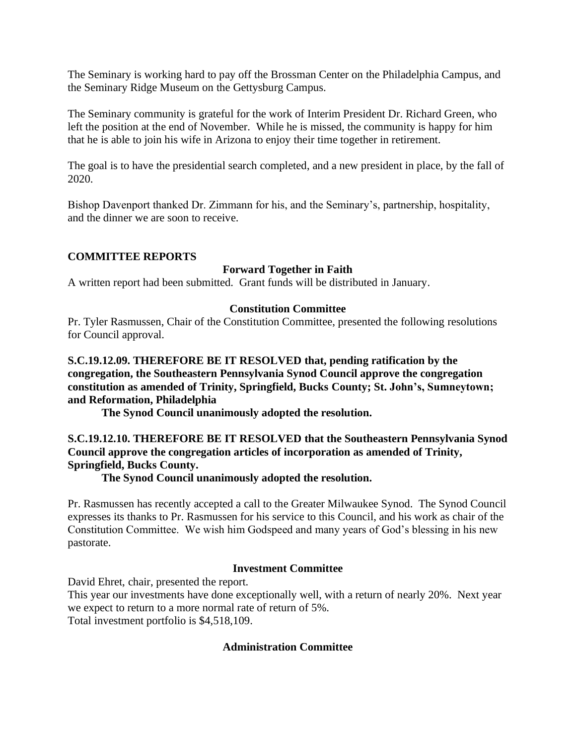The Seminary is working hard to pay off the Brossman Center on the Philadelphia Campus, and the Seminary Ridge Museum on the Gettysburg Campus.

The Seminary community is grateful for the work of Interim President Dr. Richard Green, who left the position at the end of November. While he is missed, the community is happy for him that he is able to join his wife in Arizona to enjoy their time together in retirement.

The goal is to have the presidential search completed, and a new president in place, by the fall of 2020.

Bishop Davenport thanked Dr. Zimmann for his, and the Seminary's, partnership, hospitality, and the dinner we are soon to receive.

## COMMITTEE REPORTS

### Forward Together in Faith

A written report had been submitted. Grant funds will be distributed in January.

### Constitution Committee

Pr. Tyler Rasmussen, Chair of the Constitution Committee, presented the following resolutions for Council approval.

**S.C.19.12.09. THEREFORE BE IT RESOLVED that, pending ratification by the congregation, the Southeastern Pennsylvania Synod Council approve the congregation constitution as amended of Trinity, Springfield, Bucks County; St. John's, Sumneytown; and Reformation, Philadelphia**

**The Synod Council unanimously adopted the resolution.**

**S.C.19.12.10. THEREFORE BE IT RESOLVED that the Southeastern Pennsylvania Synod Council approve the congregation articles of incorporation as amended of Trinity, Springfield, Bucks County.**

**The Synod Council unanimously adopted the resolution.**

Pr. Rasmussen has recently accepted a call to the Greater Milwaukee Synod. The Synod Council expresses its thanks to Pr. Rasmussen for his service to this Council, and his work as chair of the Constitution Committee. We wish him Godspeed and many years of God's blessing in his new pastorate.

### Investment Committee

David Ehret, chair, presented the report.
This year our investments have done exceptionally well, with a return of nearly 20%. Next year we expect to return to a more normal rate of return of 5%.
Total investment portfolio is $4,518,109.

### Administration Committee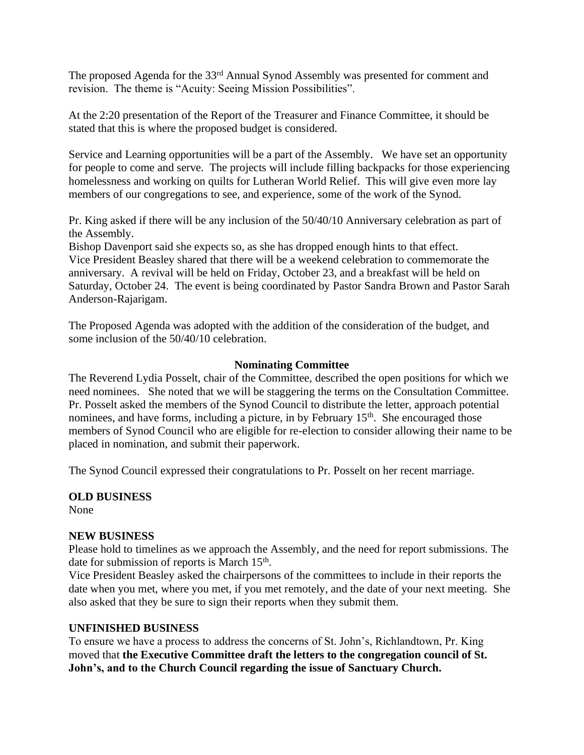The proposed Agenda for the 33rd Annual Synod Assembly was presented for comment and revision. The theme is "Acuity: Seeing Mission Possibilities".

At the 2:20 presentation of the Report of the Treasurer and Finance Committee, it should be stated that this is where the proposed budget is considered.

Service and Learning opportunities will be a part of the Assembly. We have set an opportunity for people to come and serve. The projects will include filling backpacks for those experiencing homelessness and working on quilts for Lutheran World Relief. This will give even more lay members of our congregations to see, and experience, some of the work of the Synod.

Pr. King asked if there will be any inclusion of the 50/40/10 Anniversary celebration as part of the Assembly.
Bishop Davenport said she expects so, as she has dropped enough hints to that effect.
Vice President Beasley shared that there will be a weekend celebration to commemorate the anniversary. A revival will be held on Friday, October 23, and a breakfast will be held on Saturday, October 24. The event is being coordinated by Pastor Sandra Brown and Pastor Sarah Anderson-Rajarigam.

The Proposed Agenda was adopted with the addition of the consideration of the budget, and some inclusion of the 50/40/10 celebration.

**Nominating Committee**

The Reverend Lydia Posselt, chair of the Committee, described the open positions for which we need nominees. She noted that we will be staggering the terms on the Consultation Committee. Pr. Posselt asked the members of the Synod Council to distribute the letter, approach potential nominees, and have forms, including a picture, in by February 15th. She encouraged those members of Synod Council who are eligible for re-election to consider allowing their name to be placed in nomination, and submit their paperwork.

The Synod Council expressed their congratulations to Pr. Posselt on her recent marriage.

**OLD BUSINESS**

None

**NEW BUSINESS**

Please hold to timelines as we approach the Assembly, and the need for report submissions. The date for submission of reports is March 15th.
Vice President Beasley asked the chairpersons of the committees to include in their reports the date when you met, where you met, if you met remotely, and the date of your next meeting. She also asked that they be sure to sign their reports when they submit them.

**UNFINISHED BUSINESS**

To ensure we have a process to address the concerns of St. John's, Richlandtown, Pr. King moved that **the Executive Committee draft the letters to the congregation council of St. John's, and to the Church Council regarding the issue of Sanctuary Church.**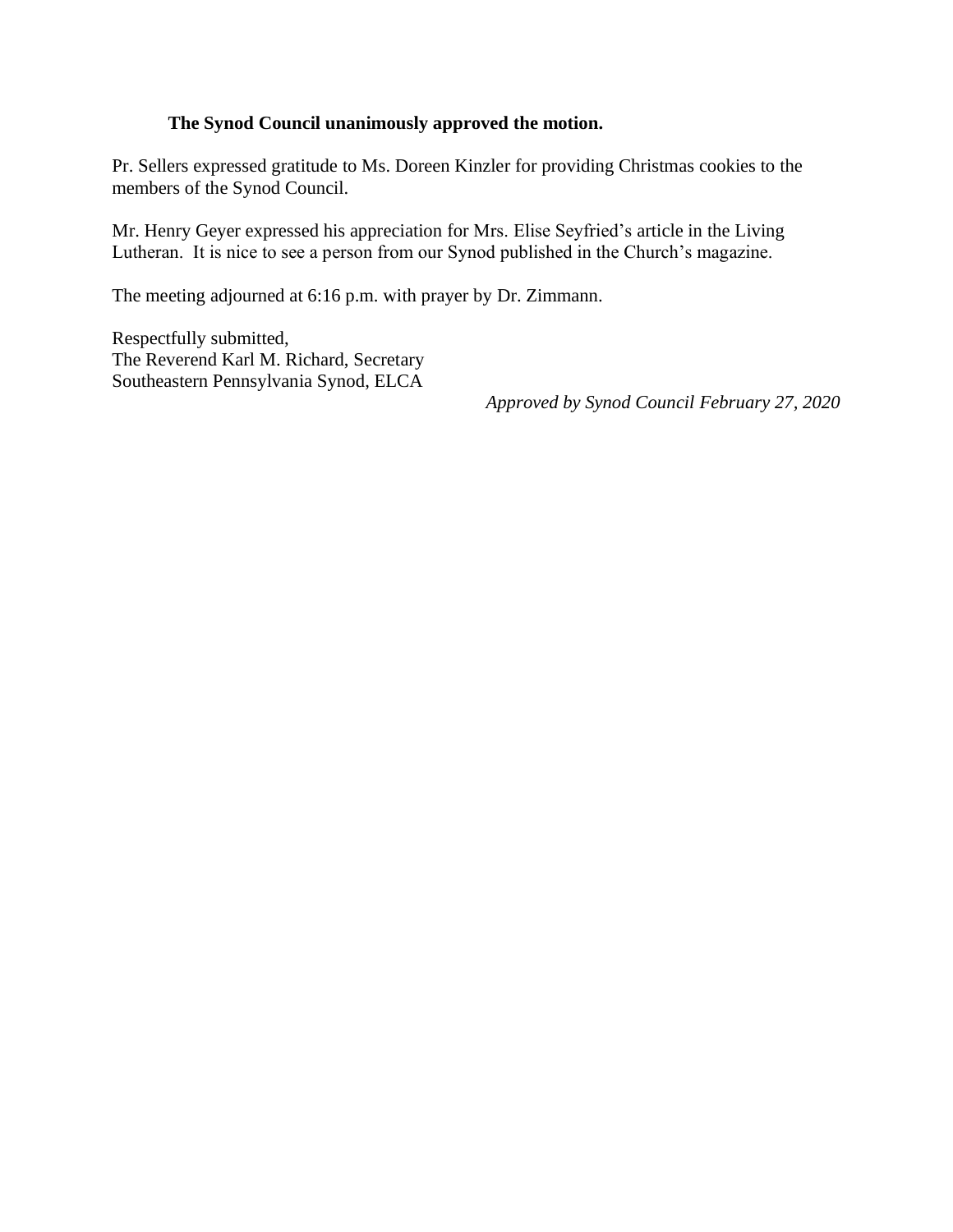**The Synod Council unanimously approved the motion.**

Pr. Sellers expressed gratitude to Ms. Doreen Kinzler for providing Christmas cookies to the members of the Synod Council.

Mr. Henry Geyer expressed his appreciation for Mrs. Elise Seyfried's article in the Living Lutheran. It is nice to see a person from our Synod published in the Church's magazine.

The meeting adjourned at 6:16 p.m. with prayer by Dr. Zimmann.

Respectfully submitted,
The Reverend Karl M. Richard, Secretary
Southeastern Pennsylvania Synod, ELCA

*Approved by Synod Council February 27, 2020*